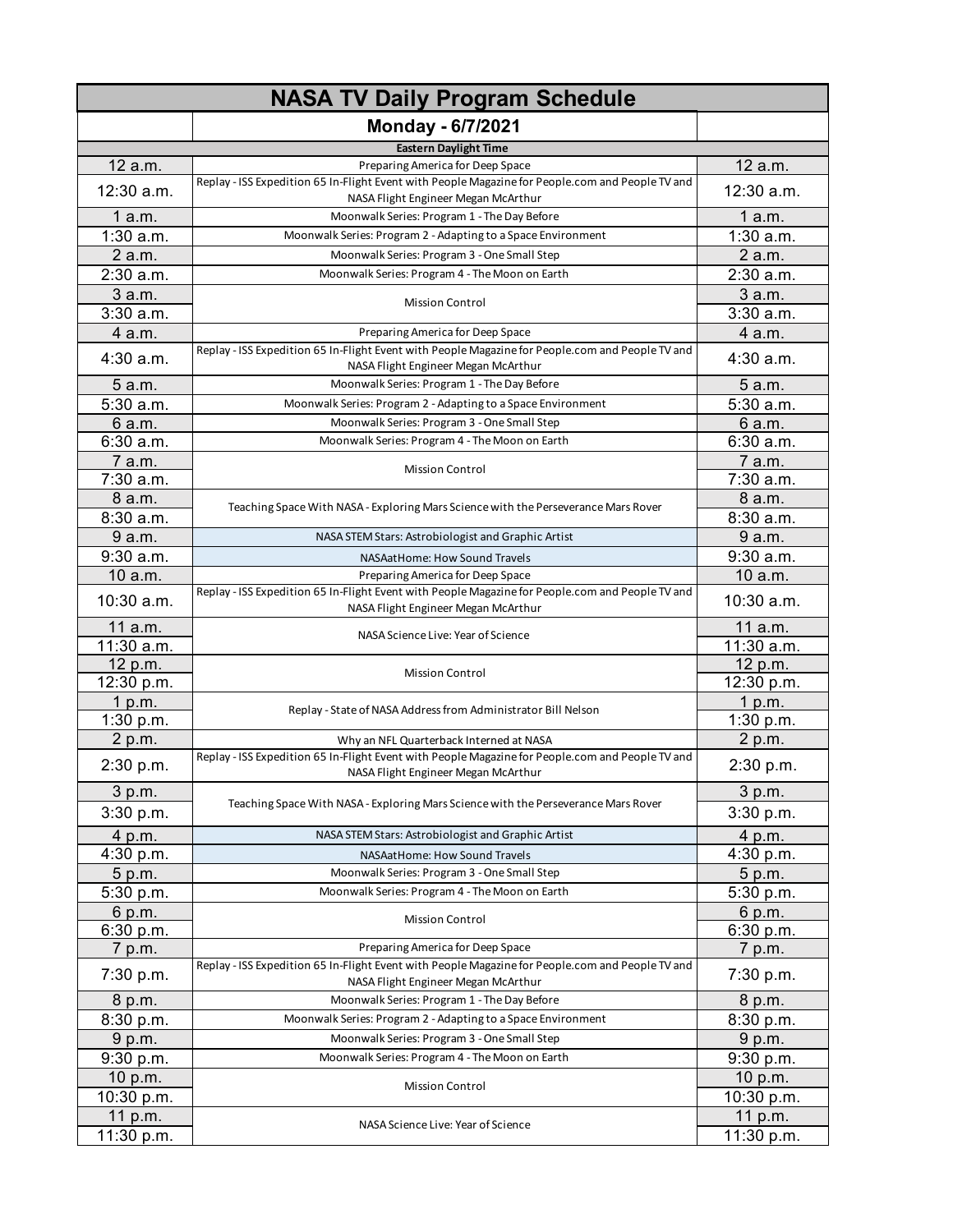# NASA TV Daily Program Schedule

## Monday - 6/7/2021

**Eastern Daylight Time**

| Time | Program | Time |
|---|---|---|
| 12 a.m. | Preparing America for Deep Space | 12 a.m. |
| 12:30 a.m. | Replay - ISS Expedition 65 In-Flight Event with People Magazine for People.com and People TV and NASA Flight Engineer Megan McArthur | 12:30 a.m. |
| 1 a.m. | Moonwalk Series: Program 1 - The Day Before | 1 a.m. |
| 1:30 a.m. | Moonwalk Series: Program 2 - Adapting to a Space Environment | 1:30 a.m. |
| 2 a.m. | Moonwalk Series: Program 3 - One Small Step | 2 a.m. |
| 2:30 a.m. | Moonwalk Series: Program 4 - The Moon on Earth | 2:30 a.m. |
| 3 a.m. | Mission Control | 3 a.m. |
| 3:30 a.m. | | 3:30 a.m. |
| 4 a.m. | Preparing America for Deep Space | 4 a.m. |
| 4:30 a.m. | Replay - ISS Expedition 65 In-Flight Event with People Magazine for People.com and People TV and NASA Flight Engineer Megan McArthur | 4:30 a.m. |
| 5 a.m. | Moonwalk Series: Program 1 - The Day Before | 5 a.m. |
| 5:30 a.m. | Moonwalk Series: Program 2 - Adapting to a Space Environment | 5:30 a.m. |
| 6 a.m. | Moonwalk Series: Program 3 - One Small Step | 6 a.m. |
| 6:30 a.m. | Moonwalk Series: Program 4 - The Moon on Earth | 6:30 a.m. |
| 7 a.m. | Mission Control | 7 a.m. |
| 7:30 a.m. | | 7:30 a.m. |
| 8 a.m. | Teaching Space With NASA - Exploring Mars Science with the Perseverance Mars Rover | 8 a.m. |
| 8:30 a.m. | | 8:30 a.m. |
| 9 a.m. | NASA STEM Stars: Astrobiologist and Graphic Artist | 9 a.m. |
| 9:30 a.m. | NASAatHome: How Sound Travels | 9:30 a.m. |
| 10 a.m. | Preparing America for Deep Space | 10 a.m. |
| 10:30 a.m. | Replay - ISS Expedition 65 In-Flight Event with People Magazine for People.com and People TV and NASA Flight Engineer Megan McArthur | 10:30 a.m. |
| 11 a.m. | NASA Science Live: Year of Science | 11 a.m. |
| 11:30 a.m. | | 11:30 a.m. |
| 12 p.m. | Mission Control | 12 p.m. |
| 12:30 p.m. | | 12:30 p.m. |
| 1 p.m. | Replay - State of NASA Address from Administrator Bill Nelson | 1 p.m. |
| 1:30 p.m. | | 1:30 p.m. |
| 2 p.m. | Why an NFL Quarterback Interned at NASA | 2 p.m. |
| 2:30 p.m. | Replay - ISS Expedition 65 In-Flight Event with People Magazine for People.com and People TV and NASA Flight Engineer Megan McArthur | 2:30 p.m. |
| 3 p.m. | Teaching Space With NASA - Exploring Mars Science with the Perseverance Mars Rover | 3 p.m. |
| 3:30 p.m. | | 3:30 p.m. |
| 4 p.m. | NASA STEM Stars: Astrobiologist and Graphic Artist | 4 p.m. |
| 4:30 p.m. | NASAatHome: How Sound Travels | 4:30 p.m. |
| 5 p.m. | Moonwalk Series: Program 3 - One Small Step | 5 p.m. |
| 5:30 p.m. | Moonwalk Series: Program 4 - The Moon on Earth | 5:30 p.m. |
| 6 p.m. | Mission Control | 6 p.m. |
| 6:30 p.m. | | 6:30 p.m. |
| 7 p.m. | Preparing America for Deep Space | 7 p.m. |
| 7:30 p.m. | Replay - ISS Expedition 65 In-Flight Event with People Magazine for People.com and People TV and NASA Flight Engineer Megan McArthur | 7:30 p.m. |
| 8 p.m. | Moonwalk Series: Program 1 - The Day Before | 8 p.m. |
| 8:30 p.m. | Moonwalk Series: Program 2 - Adapting to a Space Environment | 8:30 p.m. |
| 9 p.m. | Moonwalk Series: Program 3 - One Small Step | 9 p.m. |
| 9:30 p.m. | Moonwalk Series: Program 4 - The Moon on Earth | 9:30 p.m. |
| 10 p.m. | Mission Control | 10 p.m. |
| 10:30 p.m. | | 10:30 p.m. |
| 11 p.m. | NASA Science Live: Year of Science | 11 p.m. |
| 11:30 p.m. | | 11:30 p.m. |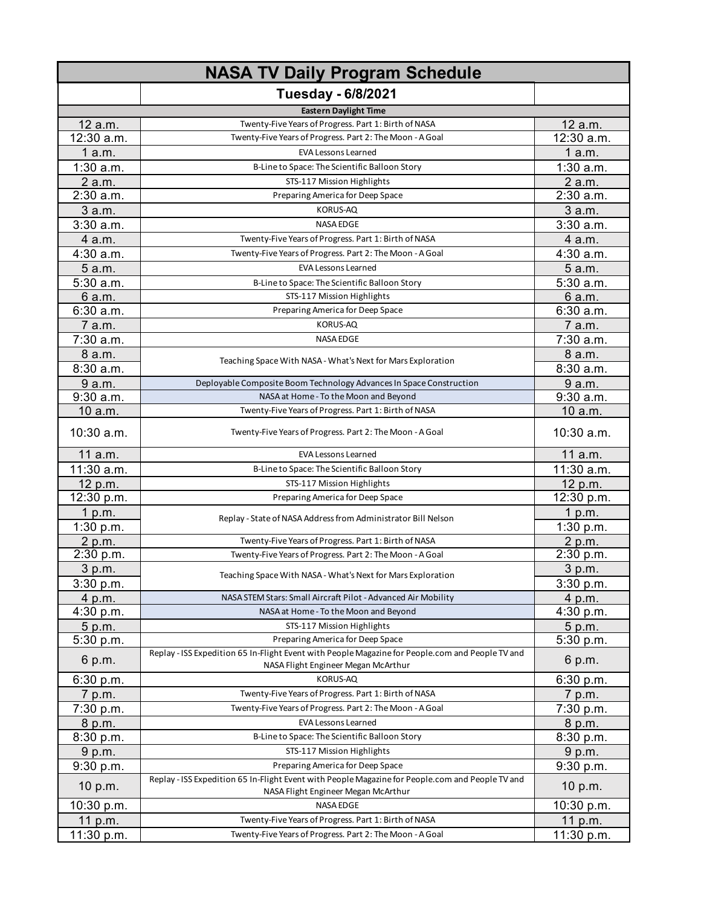# NASA TV Daily Program Schedule

## Tuesday - 6/8/2021

| Eastern Daylight Time | | |
|---|---|---|
| 12 a.m. | Twenty-Five Years of Progress. Part 1: Birth of NASA | 12 a.m. |
| 12:30 a.m. | Twenty-Five Years of Progress. Part 2: The Moon - A Goal | 12:30 a.m. |
| 1 a.m. | EVA Lessons Learned | 1 a.m. |
| 1:30 a.m. | B-Line to Space: The Scientific Balloon Story | 1:30 a.m. |
| 2 a.m. | STS-117 Mission Highlights | 2 a.m. |
| 2:30 a.m. | Preparing America for Deep Space | 2:30 a.m. |
| 3 a.m. | KORUS-AQ | 3 a.m. |
| 3:30 a.m. | NASA EDGE | 3:30 a.m. |
| 4 a.m. | Twenty-Five Years of Progress. Part 1: Birth of NASA | 4 a.m. |
| 4:30 a.m. | Twenty-Five Years of Progress. Part 2: The Moon - A Goal | 4:30 a.m. |
| 5 a.m. | EVA Lessons Learned | 5 a.m. |
| 5:30 a.m. | B-Line to Space: The Scientific Balloon Story | 5:30 a.m. |
| 6 a.m. | STS-117 Mission Highlights | 6 a.m. |
| 6:30 a.m. | Preparing America for Deep Space | 6:30 a.m. |
| 7 a.m. | KORUS-AQ | 7 a.m. |
| 7:30 a.m. | NASA EDGE | 7:30 a.m. |
| 8 a.m. | Teaching Space With NASA - What's Next for Mars Exploration | 8 a.m. |
| 8:30 a.m. | | 8:30 a.m. |
| 9 a.m. | Deployable Composite Boom Technology Advances In Space Construction | 9 a.m. |
| 9:30 a.m. | NASA at Home - To the Moon and Beyond | 9:30 a.m. |
| 10 a.m. | Twenty-Five Years of Progress. Part 1: Birth of NASA | 10 a.m. |
| 10:30 a.m. | Twenty-Five Years of Progress. Part 2: The Moon - A Goal | 10:30 a.m. |
| 11 a.m. | EVA Lessons Learned | 11 a.m. |
| 11:30 a.m. | B-Line to Space: The Scientific Balloon Story | 11:30 a.m. |
| 12 p.m. | STS-117 Mission Highlights | 12 p.m. |
| 12:30 p.m. | Preparing America for Deep Space | 12:30 p.m. |
| 1 p.m. | Replay - State of NASA Address from Administrator Bill Nelson | 1 p.m. |
| 1:30 p.m. | | 1:30 p.m. |
| 2 p.m. | Twenty-Five Years of Progress. Part 1: Birth of NASA | 2 p.m. |
| 2:30 p.m. | Twenty-Five Years of Progress. Part 2: The Moon - A Goal | 2:30 p.m. |
| 3 p.m. | Teaching Space With NASA - What's Next for Mars Exploration | 3 p.m. |
| 3:30 p.m. | | 3:30 p.m. |
| 4 p.m. | NASA STEM Stars: Small Aircraft Pilot - Advanced Air Mobility | 4 p.m. |
| 4:30 p.m. | NASA at Home - To the Moon and Beyond | 4:30 p.m. |
| 5 p.m. | STS-117 Mission Highlights | 5 p.m. |
| 5:30 p.m. | Preparing America for Deep Space | 5:30 p.m. |
| 6 p.m. | Replay - ISS Expedition 65 In-Flight Event with People Magazine for People.com and People TV and NASA Flight Engineer Megan McArthur | 6 p.m. |
| 6:30 p.m. | KORUS-AQ | 6:30 p.m. |
| 7 p.m. | Twenty-Five Years of Progress. Part 1: Birth of NASA | 7 p.m. |
| 7:30 p.m. | Twenty-Five Years of Progress. Part 2: The Moon - A Goal | 7:30 p.m. |
| 8 p.m. | EVA Lessons Learned | 8 p.m. |
| 8:30 p.m. | B-Line to Space: The Scientific Balloon Story | 8:30 p.m. |
| 9 p.m. | STS-117 Mission Highlights | 9 p.m. |
| 9:30 p.m. | Preparing America for Deep Space | 9:30 p.m. |
| 10 p.m. | Replay - ISS Expedition 65 In-Flight Event with People Magazine for People.com and People TV and NASA Flight Engineer Megan McArthur | 10 p.m. |
| 10:30 p.m. | NASA EDGE | 10:30 p.m. |
| 11 p.m. | Twenty-Five Years of Progress. Part 1: Birth of NASA | 11 p.m. |
| 11:30 p.m. | Twenty-Five Years of Progress. Part 2: The Moon - A Goal | 11:30 p.m. |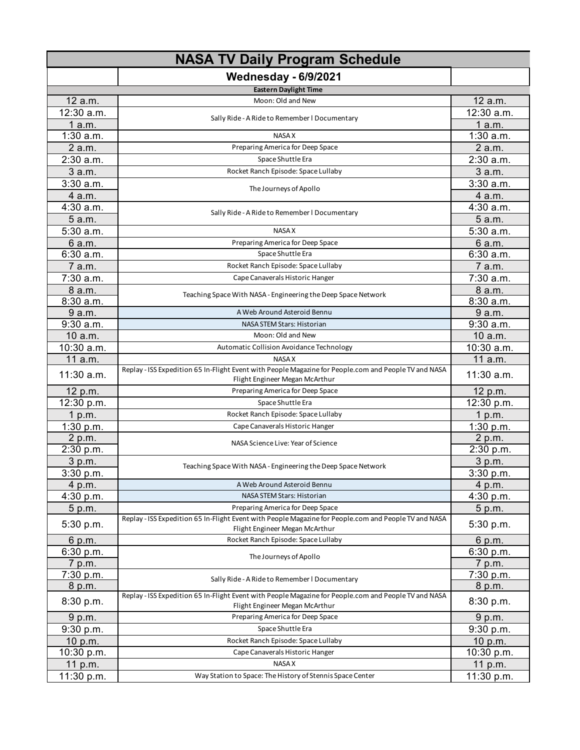# NASA TV Daily Program Schedule

## Wednesday - 6/9/2021

**Eastern Daylight Time**

| | | |
|---|---|---|
| 12 a.m. | Moon: Old and New | 12 a.m. |
| 12:30 a.m. | Sally Ride - A Ride to Remember l Documentary | 12:30 a.m. |
| 1 a.m. | | 1 a.m. |
| 1:30 a.m. | NASA X | 1:30 a.m. |
| 2 a.m. | Preparing America for Deep Space | 2 a.m. |
| 2:30 a.m. | Space Shuttle Era | 2:30 a.m. |
| 3 a.m. | Rocket Ranch Episode: Space Lullaby | 3 a.m. |
| 3:30 a.m. | The Journeys of Apollo | 3:30 a.m. |
| 4 a.m. | | 4 a.m. |
| 4:30 a.m. | Sally Ride - A Ride to Remember l Documentary | 4:30 a.m. |
| 5 a.m. | | 5 a.m. |
| 5:30 a.m. | NASA X | 5:30 a.m. |
| 6 a.m. | Preparing America for Deep Space | 6 a.m. |
| 6:30 a.m. | Space Shuttle Era | 6:30 a.m. |
| 7 a.m. | Rocket Ranch Episode: Space Lullaby | 7 a.m. |
| 7:30 a.m. | Cape Canaverals Historic Hanger | 7:30 a.m. |
| 8 a.m. | Teaching Space With NASA - Engineering the Deep Space Network | 8 a.m. |
| 8:30 a.m. | | 8:30 a.m. |
| 9 a.m. | A Web Around Asteroid Bennu | 9 a.m. |
| 9:30 a.m. | NASA STEM Stars: Historian | 9:30 a.m. |
| 10 a.m. | Moon: Old and New | 10 a.m. |
| 10:30 a.m. | Automatic Collision Avoidance Technology | 10:30 a.m. |
| 11 a.m. | NASA X | 11 a.m. |
| 11:30 a.m. | Replay - ISS Expedition 65 In-Flight Event with People Magazine for People.com and People TV and NASA Flight Engineer Megan McArthur | 11:30 a.m. |
| 12 p.m. | Preparing America for Deep Space | 12 p.m. |
| 12:30 p.m. | Space Shuttle Era | 12:30 p.m. |
| 1 p.m. | Rocket Ranch Episode: Space Lullaby | 1 p.m. |
| 1:30 p.m. | Cape Canaverals Historic Hanger | 1:30 p.m. |
| 2 p.m. | NASA Science Live: Year of Science | 2 p.m. |
| 2:30 p.m. | | 2:30 p.m. |
| 3 p.m. | Teaching Space With NASA - Engineering the Deep Space Network | 3 p.m. |
| 3:30 p.m. | | 3:30 p.m. |
| 4 p.m. | A Web Around Asteroid Bennu | 4 p.m. |
| 4:30 p.m. | NASA STEM Stars: Historian | 4:30 p.m. |
| 5 p.m. | Preparing America for Deep Space | 5 p.m. |
| 5:30 p.m. | Replay - ISS Expedition 65 In-Flight Event with People Magazine for People.com and People TV and NASA Flight Engineer Megan McArthur | 5:30 p.m. |
| 6 p.m. | Rocket Ranch Episode: Space Lullaby | 6 p.m. |
| 6:30 p.m. | The Journeys of Apollo | 6:30 p.m. |
| 7 p.m. | | 7 p.m. |
| 7:30 p.m. | Sally Ride - A Ride to Remember l Documentary | 7:30 p.m. |
| 8 p.m. | | 8 p.m. |
| 8:30 p.m. | Replay - ISS Expedition 65 In-Flight Event with People Magazine for People.com and People TV and NASA Flight Engineer Megan McArthur | 8:30 p.m. |
| 9 p.m. | Preparing America for Deep Space | 9 p.m. |
| 9:30 p.m. | Space Shuttle Era | 9:30 p.m. |
| 10 p.m. | Rocket Ranch Episode: Space Lullaby | 10 p.m. |
| 10:30 p.m. | Cape Canaverals Historic Hanger | 10:30 p.m. |
| 11 p.m. | NASA X | 11 p.m. |
| 11:30 p.m. | Way Station to Space: The History of Stennis Space Center | 11:30 p.m. |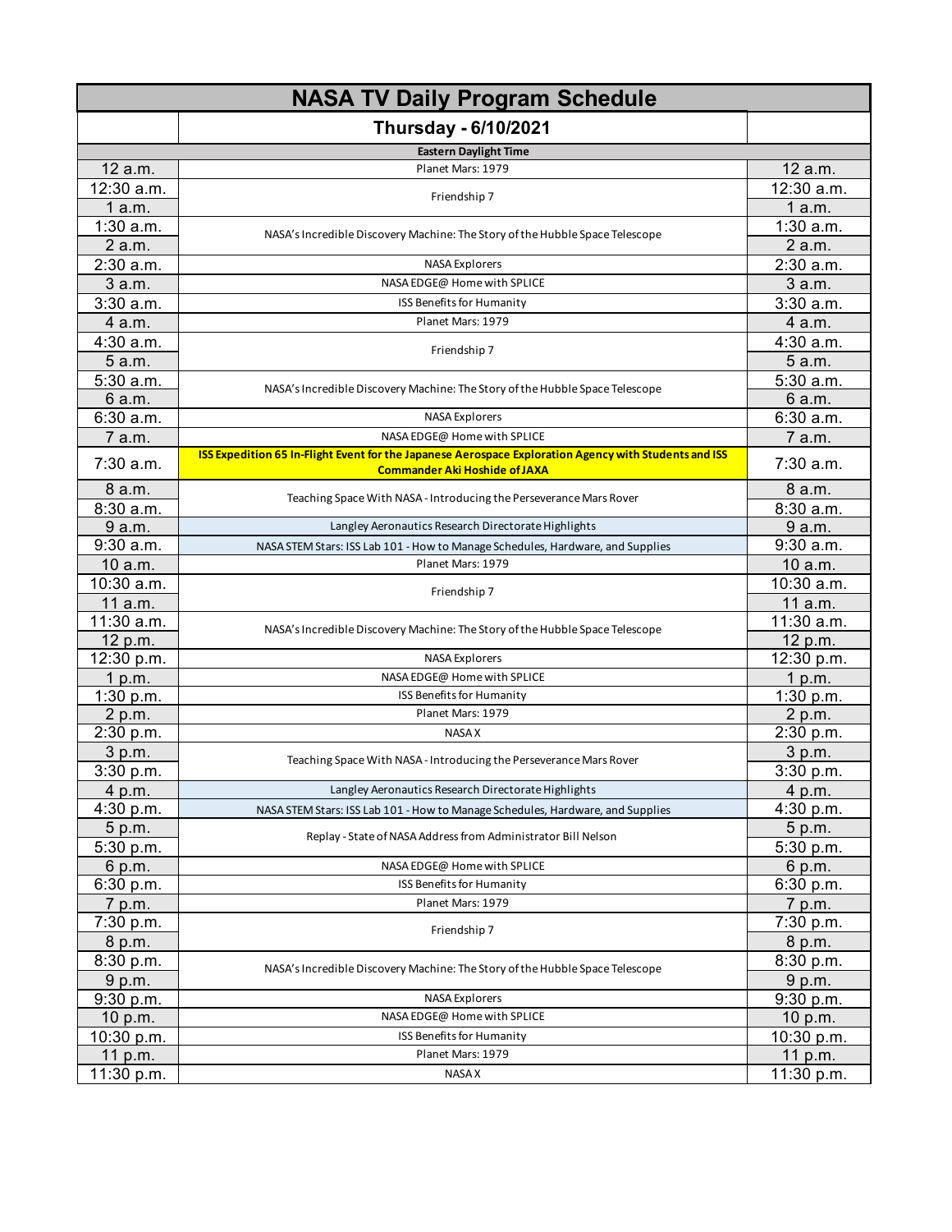# NASA TV Daily Program Schedule

## Thursday - 6/10/2021

| Eastern Daylight Time | | |
|---|---|---|
| 12 a.m. | Planet Mars: 1979 | 12 a.m. |
| 12:30 a.m. | Friendship 7 | 12:30 a.m. |
| 1 a.m. | | 1 a.m. |
| 1:30 a.m. | NASA's Incredible Discovery Machine: The Story of the Hubble Space Telescope | 1:30 a.m. |
| 2 a.m. | | 2 a.m. |
| 2:30 a.m. | NASA Explorers | 2:30 a.m. |
| 3 a.m. | NASA EDGE@ Home with SPLICE | 3 a.m. |
| 3:30 a.m. | ISS Benefits for Humanity | 3:30 a.m. |
| 4 a.m. | Planet Mars: 1979 | 4 a.m. |
| 4:30 a.m. | Friendship 7 | 4:30 a.m. |
| 5 a.m. | | 5 a.m. |
| 5:30 a.m. | NASA's Incredible Discovery Machine: The Story of the Hubble Space Telescope | 5:30 a.m. |
| 6 a.m. | | 6 a.m. |
| 6:30 a.m. | NASA Explorers | 6:30 a.m. |
| 7 a.m. | NASA EDGE@ Home with SPLICE | 7 a.m. |
| 7:30 a.m. | **ISS Expedition 65 In-Flight Event for the Japanese Aerospace Exploration Agency with Students and ISS Commander Aki Hoshide of JAXA** | 7:30 a.m. |
| 8 a.m. | Teaching Space With NASA - Introducing the Perseverance Mars Rover | 8 a.m. |
| 8:30 a.m. | | 8:30 a.m. |
| 9 a.m. | Langley Aeronautics Research Directorate Highlights | 9 a.m. |
| 9:30 a.m. | NASA STEM Stars: ISS Lab 101 - How to Manage Schedules, Hardware, and Supplies | 9:30 a.m. |
| 10 a.m. | Planet Mars: 1979 | 10 a.m. |
| 10:30 a.m. | Friendship 7 | 10:30 a.m. |
| 11 a.m. | | 11 a.m. |
| 11:30 a.m. | NASA's Incredible Discovery Machine: The Story of the Hubble Space Telescope | 11:30 a.m. |
| 12 p.m. | | 12 p.m. |
| 12:30 p.m. | NASA Explorers | 12:30 p.m. |
| 1 p.m. | NASA EDGE@ Home with SPLICE | 1 p.m. |
| 1:30 p.m. | ISS Benefits for Humanity | 1:30 p.m. |
| 2 p.m. | Planet Mars: 1979 | 2 p.m. |
| 2:30 p.m. | NASA X | 2:30 p.m. |
| 3 p.m. | Teaching Space With NASA - Introducing the Perseverance Mars Rover | 3 p.m. |
| 3:30 p.m. | | 3:30 p.m. |
| 4 p.m. | Langley Aeronautics Research Directorate Highlights | 4 p.m. |
| 4:30 p.m. | NASA STEM Stars: ISS Lab 101 - How to Manage Schedules, Hardware, and Supplies | 4:30 p.m. |
| 5 p.m. | Replay - State of NASA Address from Administrator Bill Nelson | 5 p.m. |
| 5:30 p.m. | | 5:30 p.m. |
| 6 p.m. | NASA EDGE@ Home with SPLICE | 6 p.m. |
| 6:30 p.m. | ISS Benefits for Humanity | 6:30 p.m. |
| 7 p.m. | Planet Mars: 1979 | 7 p.m. |
| 7:30 p.m. | Friendship 7 | 7:30 p.m. |
| 8 p.m. | | 8 p.m. |
| 8:30 p.m. | NASA's Incredible Discovery Machine: The Story of the Hubble Space Telescope | 8:30 p.m. |
| 9 p.m. | | 9 p.m. |
| 9:30 p.m. | NASA Explorers | 9:30 p.m. |
| 10 p.m. | NASA EDGE@ Home with SPLICE | 10 p.m. |
| 10:30 p.m. | ISS Benefits for Humanity | 10:30 p.m. |
| 11 p.m. | Planet Mars: 1979 | 11 p.m. |
| 11:30 p.m. | NASA X | 11:30 p.m. |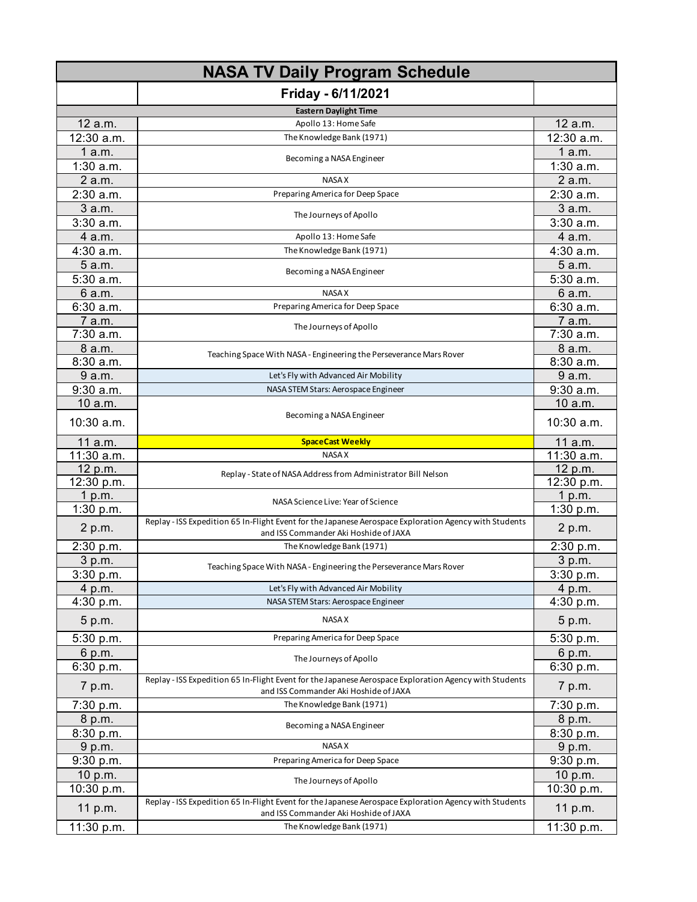# NASA TV Daily Program Schedule

## Friday - 6/11/2021

| Eastern Daylight Time | | |
|---|---|---|
| 12 a.m. | Apollo 13: Home Safe | 12 a.m. |
| 12:30 a.m. | The Knowledge Bank (1971) | 12:30 a.m. |
| 1 a.m. | Becoming a NASA Engineer | 1 a.m. |
| 1:30 a.m. | | 1:30 a.m. |
| 2 a.m. | NASA X | 2 a.m. |
| 2:30 a.m. | Preparing America for Deep Space | 2:30 a.m. |
| 3 a.m. | The Journeys of Apollo | 3 a.m. |
| 3:30 a.m. | | 3:30 a.m. |
| 4 a.m. | Apollo 13: Home Safe | 4 a.m. |
| 4:30 a.m. | The Knowledge Bank (1971) | 4:30 a.m. |
| 5 a.m. | Becoming a NASA Engineer | 5 a.m. |
| 5:30 a.m. | | 5:30 a.m. |
| 6 a.m. | NASA X | 6 a.m. |
| 6:30 a.m. | Preparing America for Deep Space | 6:30 a.m. |
| 7 a.m. | The Journeys of Apollo | 7 a.m. |
| 7:30 a.m. | | 7:30 a.m. |
| 8 a.m. | Teaching Space With NASA - Engineering the Perseverance Mars Rover | 8 a.m. |
| 8:30 a.m. | | 8:30 a.m. |
| 9 a.m. | Let's Fly with Advanced Air Mobility | 9 a.m. |
| 9:30 a.m. | NASA STEM Stars: Aerospace Engineer | 9:30 a.m. |
| 10 a.m. | Becoming a NASA Engineer | 10 a.m. |
| 10:30 a.m. | | 10:30 a.m. |
| 11 a.m. | **SpaceCast Weekly** | 11 a.m. |
| 11:30 a.m. | NASA X | 11:30 a.m. |
| 12 p.m. | Replay - State of NASA Address from Administrator Bill Nelson | 12 p.m. |
| 12:30 p.m. | | 12:30 p.m. |
| 1 p.m. | NASA Science Live: Year of Science | 1 p.m. |
| 1:30 p.m. | | 1:30 p.m. |
| 2 p.m. | Replay - ISS Expedition 65 In-Flight Event for the Japanese Aerospace Exploration Agency with Students and ISS Commander Aki Hoshide of JAXA | 2 p.m. |
| 2:30 p.m. | The Knowledge Bank (1971) | 2:30 p.m. |
| 3 p.m. | Teaching Space With NASA - Engineering the Perseverance Mars Rover | 3 p.m. |
| 3:30 p.m. | | 3:30 p.m. |
| 4 p.m. | Let's Fly with Advanced Air Mobility | 4 p.m. |
| 4:30 p.m. | NASA STEM Stars: Aerospace Engineer | 4:30 p.m. |
| 5 p.m. | NASA X | 5 p.m. |
| 5:30 p.m. | Preparing America for Deep Space | 5:30 p.m. |
| 6 p.m. | The Journeys of Apollo | 6 p.m. |
| 6:30 p.m. | | 6:30 p.m. |
| 7 p.m. | Replay - ISS Expedition 65 In-Flight Event for the Japanese Aerospace Exploration Agency with Students and ISS Commander Aki Hoshide of JAXA | 7 p.m. |
| 7:30 p.m. | The Knowledge Bank (1971) | 7:30 p.m. |
| 8 p.m. | Becoming a NASA Engineer | 8 p.m. |
| 8:30 p.m. | | 8:30 p.m. |
| 9 p.m. | NASA X | 9 p.m. |
| 9:30 p.m. | Preparing America for Deep Space | 9:30 p.m. |
| 10 p.m. | The Journeys of Apollo | 10 p.m. |
| 10:30 p.m. | | 10:30 p.m. |
| 11 p.m. | Replay - ISS Expedition 65 In-Flight Event for the Japanese Aerospace Exploration Agency with Students and ISS Commander Aki Hoshide of JAXA | 11 p.m. |
| 11:30 p.m. | The Knowledge Bank (1971) | 11:30 p.m. |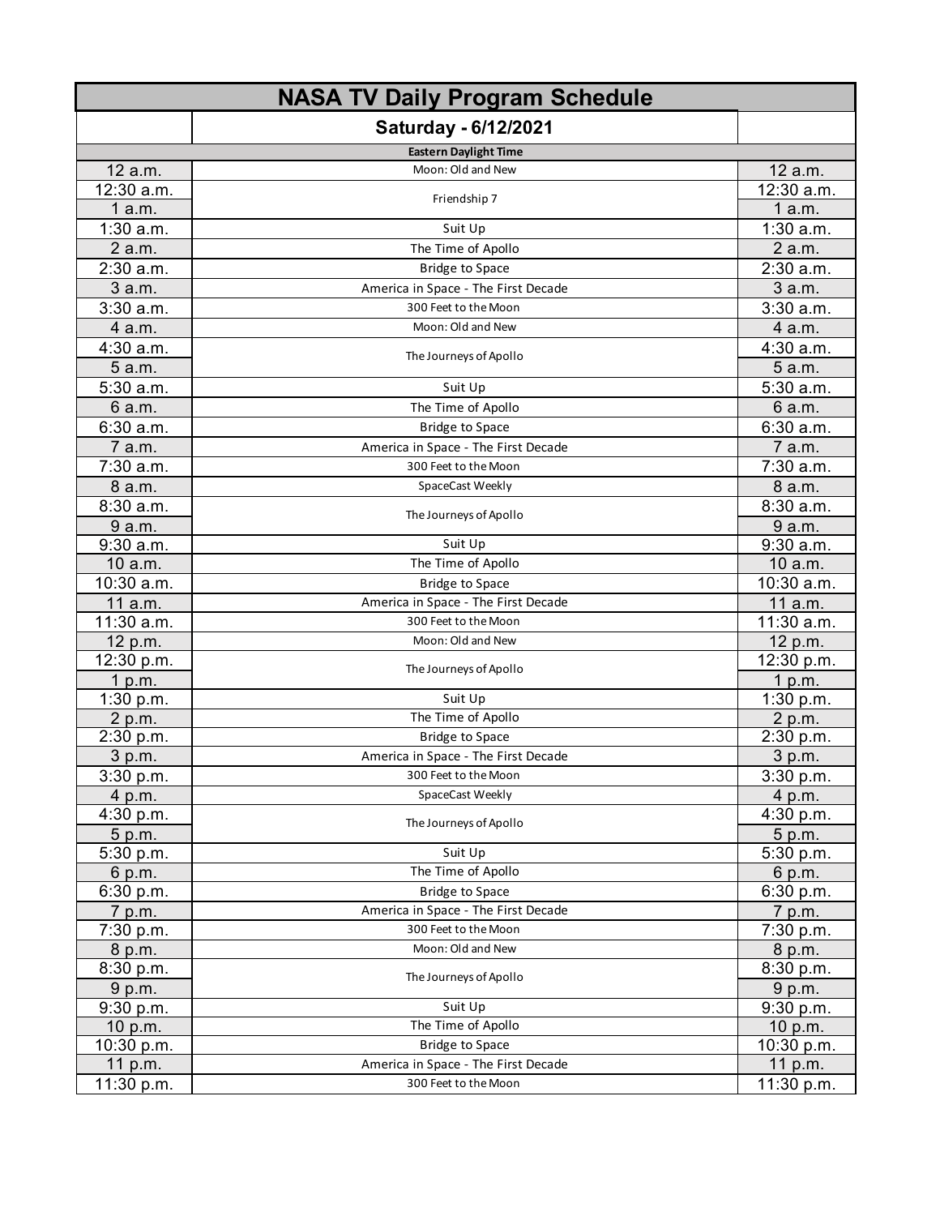# NASA TV Daily Program Schedule

## Saturday - 6/12/2021

| Eastern Daylight Time | | |
|---|---|---|
| 12 a.m. | Moon: Old and New | 12 a.m. |
| 12:30 a.m. | Friendship 7 | 12:30 a.m. |
| 1 a.m. | | 1 a.m. |
| 1:30 a.m. | Suit Up | 1:30 a.m. |
| 2 a.m. | The Time of Apollo | 2 a.m. |
| 2:30 a.m. | Bridge to Space | 2:30 a.m. |
| 3 a.m. | America in Space - The First Decade | 3 a.m. |
| 3:30 a.m. | 300 Feet to the Moon | 3:30 a.m. |
| 4 a.m. | Moon: Old and New | 4 a.m. |
| 4:30 a.m. | The Journeys of Apollo | 4:30 a.m. |
| 5 a.m. | | 5 a.m. |
| 5:30 a.m. | Suit Up | 5:30 a.m. |
| 6 a.m. | The Time of Apollo | 6 a.m. |
| 6:30 a.m. | Bridge to Space | 6:30 a.m. |
| 7 a.m. | America in Space - The First Decade | 7 a.m. |
| 7:30 a.m. | 300 Feet to the Moon | 7:30 a.m. |
| 8 a.m. | SpaceCast Weekly | 8 a.m. |
| 8:30 a.m. | The Journeys of Apollo | 8:30 a.m. |
| 9 a.m. | | 9 a.m. |
| 9:30 a.m. | Suit Up | 9:30 a.m. |
| 10 a.m. | The Time of Apollo | 10 a.m. |
| 10:30 a.m. | Bridge to Space | 10:30 a.m. |
| 11 a.m. | America in Space - The First Decade | 11 a.m. |
| 11:30 a.m. | 300 Feet to the Moon | 11:30 a.m. |
| 12 p.m. | Moon: Old and New | 12 p.m. |
| 12:30 p.m. | The Journeys of Apollo | 12:30 p.m. |
| 1 p.m. | | 1 p.m. |
| 1:30 p.m. | Suit Up | 1:30 p.m. |
| 2 p.m. | The Time of Apollo | 2 p.m. |
| 2:30 p.m. | Bridge to Space | 2:30 p.m. |
| 3 p.m. | America in Space - The First Decade | 3 p.m. |
| 3:30 p.m. | 300 Feet to the Moon | 3:30 p.m. |
| 4 p.m. | SpaceCast Weekly | 4 p.m. |
| 4:30 p.m. | The Journeys of Apollo | 4:30 p.m. |
| 5 p.m. | | 5 p.m. |
| 5:30 p.m. | Suit Up | 5:30 p.m. |
| 6 p.m. | The Time of Apollo | 6 p.m. |
| 6:30 p.m. | Bridge to Space | 6:30 p.m. |
| 7 p.m. | America in Space - The First Decade | 7 p.m. |
| 7:30 p.m. | 300 Feet to the Moon | 7:30 p.m. |
| 8 p.m. | Moon: Old and New | 8 p.m. |
| 8:30 p.m. | The Journeys of Apollo | 8:30 p.m. |
| 9 p.m. | | 9 p.m. |
| 9:30 p.m. | Suit Up | 9:30 p.m. |
| 10 p.m. | The Time of Apollo | 10 p.m. |
| 10:30 p.m. | Bridge to Space | 10:30 p.m. |
| 11 p.m. | America in Space - The First Decade | 11 p.m. |
| 11:30 p.m. | 300 Feet to the Moon | 11:30 p.m. |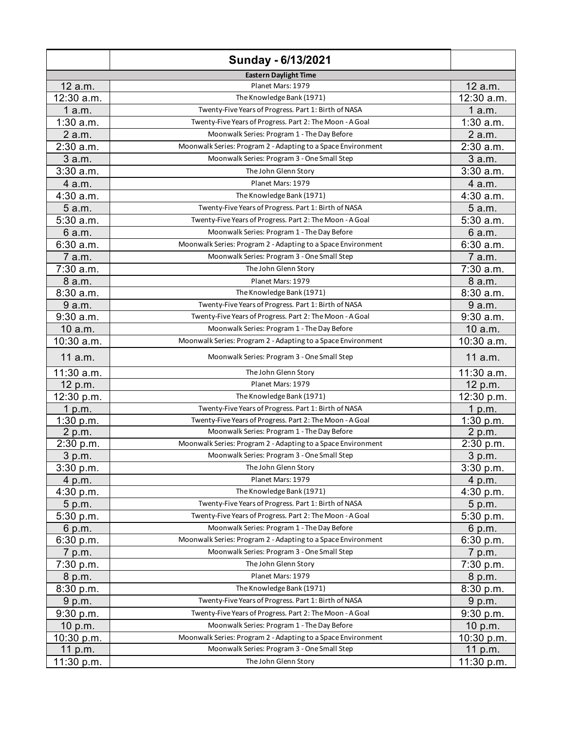| | Sunday - 6/13/2021 | |
|---|---|---|
| | **Eastern Daylight Time** | |
| 12 a.m. | Planet Mars: 1979 | 12 a.m. |
| 12:30 a.m. | The Knowledge Bank (1971) | 12:30 a.m. |
| 1 a.m. | Twenty-Five Years of Progress. Part 1: Birth of NASA | 1 a.m. |
| 1:30 a.m. | Twenty-Five Years of Progress. Part 2: The Moon - A Goal | 1:30 a.m. |
| 2 a.m. | Moonwalk Series: Program 1 - The Day Before | 2 a.m. |
| 2:30 a.m. | Moonwalk Series: Program 2 - Adapting to a Space Environment | 2:30 a.m. |
| 3 a.m. | Moonwalk Series: Program 3 - One Small Step | 3 a.m. |
| 3:30 a.m. | The John Glenn Story | 3:30 a.m. |
| 4 a.m. | Planet Mars: 1979 | 4 a.m. |
| 4:30 a.m. | The Knowledge Bank (1971) | 4:30 a.m. |
| 5 a.m. | Twenty-Five Years of Progress. Part 1: Birth of NASA | 5 a.m. |
| 5:30 a.m. | Twenty-Five Years of Progress. Part 2: The Moon - A Goal | 5:30 a.m. |
| 6 a.m. | Moonwalk Series: Program 1 - The Day Before | 6 a.m. |
| 6:30 a.m. | Moonwalk Series: Program 2 - Adapting to a Space Environment | 6:30 a.m. |
| 7 a.m. | Moonwalk Series: Program 3 - One Small Step | 7 a.m. |
| 7:30 a.m. | The John Glenn Story | 7:30 a.m. |
| 8 a.m. | Planet Mars: 1979 | 8 a.m. |
| 8:30 a.m. | The Knowledge Bank (1971) | 8:30 a.m. |
| 9 a.m. | Twenty-Five Years of Progress. Part 1: Birth of NASA | 9 a.m. |
| 9:30 a.m. | Twenty-Five Years of Progress. Part 2: The Moon - A Goal | 9:30 a.m. |
| 10 a.m. | Moonwalk Series: Program 1 - The Day Before | 10 a.m. |
| 10:30 a.m. | Moonwalk Series: Program 2 - Adapting to a Space Environment | 10:30 a.m. |
| 11 a.m. | Moonwalk Series: Program 3 - One Small Step | 11 a.m. |
| 11:30 a.m. | The John Glenn Story | 11:30 a.m. |
| 12 p.m. | Planet Mars: 1979 | 12 p.m. |
| 12:30 p.m. | The Knowledge Bank (1971) | 12:30 p.m. |
| 1 p.m. | Twenty-Five Years of Progress. Part 1: Birth of NASA | 1 p.m. |
| 1:30 p.m. | Twenty-Five Years of Progress. Part 2: The Moon - A Goal | 1:30 p.m. |
| 2 p.m. | Moonwalk Series: Program 1 - The Day Before | 2 p.m. |
| 2:30 p.m. | Moonwalk Series: Program 2 - Adapting to a Space Environment | 2:30 p.m. |
| 3 p.m. | Moonwalk Series: Program 3 - One Small Step | 3 p.m. |
| 3:30 p.m. | The John Glenn Story | 3:30 p.m. |
| 4 p.m. | Planet Mars: 1979 | 4 p.m. |
| 4:30 p.m. | The Knowledge Bank (1971) | 4:30 p.m. |
| 5 p.m. | Twenty-Five Years of Progress. Part 1: Birth of NASA | 5 p.m. |
| 5:30 p.m. | Twenty-Five Years of Progress. Part 2: The Moon - A Goal | 5:30 p.m. |
| 6 p.m. | Moonwalk Series: Program 1 - The Day Before | 6 p.m. |
| 6:30 p.m. | Moonwalk Series: Program 2 - Adapting to a Space Environment | 6:30 p.m. |
| 7 p.m. | Moonwalk Series: Program 3 - One Small Step | 7 p.m. |
| 7:30 p.m. | The John Glenn Story | 7:30 p.m. |
| 8 p.m. | Planet Mars: 1979 | 8 p.m. |
| 8:30 p.m. | The Knowledge Bank (1971) | 8:30 p.m. |
| 9 p.m. | Twenty-Five Years of Progress. Part 1: Birth of NASA | 9 p.m. |
| 9:30 p.m. | Twenty-Five Years of Progress. Part 2: The Moon - A Goal | 9:30 p.m. |
| 10 p.m. | Moonwalk Series: Program 1 - The Day Before | 10 p.m. |
| 10:30 p.m. | Moonwalk Series: Program 2 - Adapting to a Space Environment | 10:30 p.m. |
| 11 p.m. | Moonwalk Series: Program 3 - One Small Step | 11 p.m. |
| 11:30 p.m. | The John Glenn Story | 11:30 p.m. |